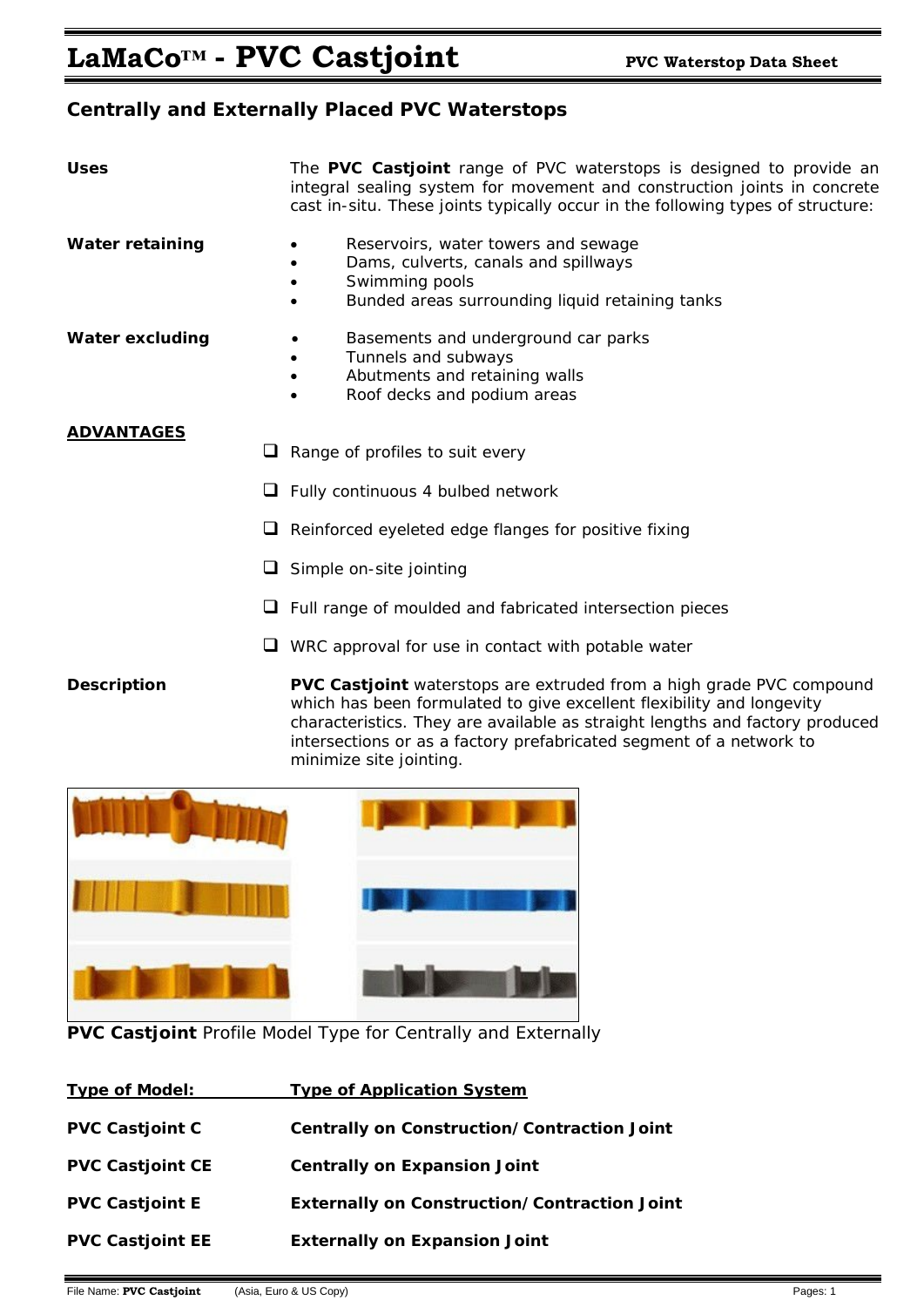# LaMaCo™ - PVC Castjoint

**PVC Waterstop Data Sheet**

## Centrally and Externally Placed PVC Waterstops

**Uses**

The **PVC Castjoint** range of PVC waterstops is designed to provide an integral sealing system for movement and construction joints in concrete cast in-situ. These joints typically occur in the following types of structure:

**Water retaining**

- Reservoirs, water towers and sewage
- Dams, culverts, canals and spillways
- Swimming pools
- Bunded areas surrounding liquid retaining tanks

**Water excluding**

- Basements and underground car parks
- Tunnels and subways
- Abutments and retaining walls
- Roof decks and podium areas

**ADVANTAGES**

- ☐ Range of profiles to suit every
- ☐ Fully continuous 4 bulbed network
- ☐ Reinforced eyeleted edge flanges for positive fixing
- ☐ Simple on-site jointing
- ☐ Full range of moulded and fabricated intersection pieces
- ☐ WRC approval for use in contact with potable water

**Description**

**PVC Castjoint** waterstops are extruded from a high grade PVC compound which has been formulated to give excellent flexibility and longevity characteristics. They are available as straight lengths and factory produced intersections or as a factory prefabricated segment of a network to minimize site jointing.

**PVC Castjoint** Profile Model Type for Centrally and Externally

| Type of Model: | Type of Application System |
|---|---|
| **PVC Castjoint C** | **Centrally on Construction/Contraction Joint** |
| **PVC Castjoint CE** | **Centrally on Expansion Joint** |
| **PVC Castjoint E** | **Externally on Construction/Contraction Joint** |
| **PVC Castjoint EE** | **Externally on Expansion Joint** |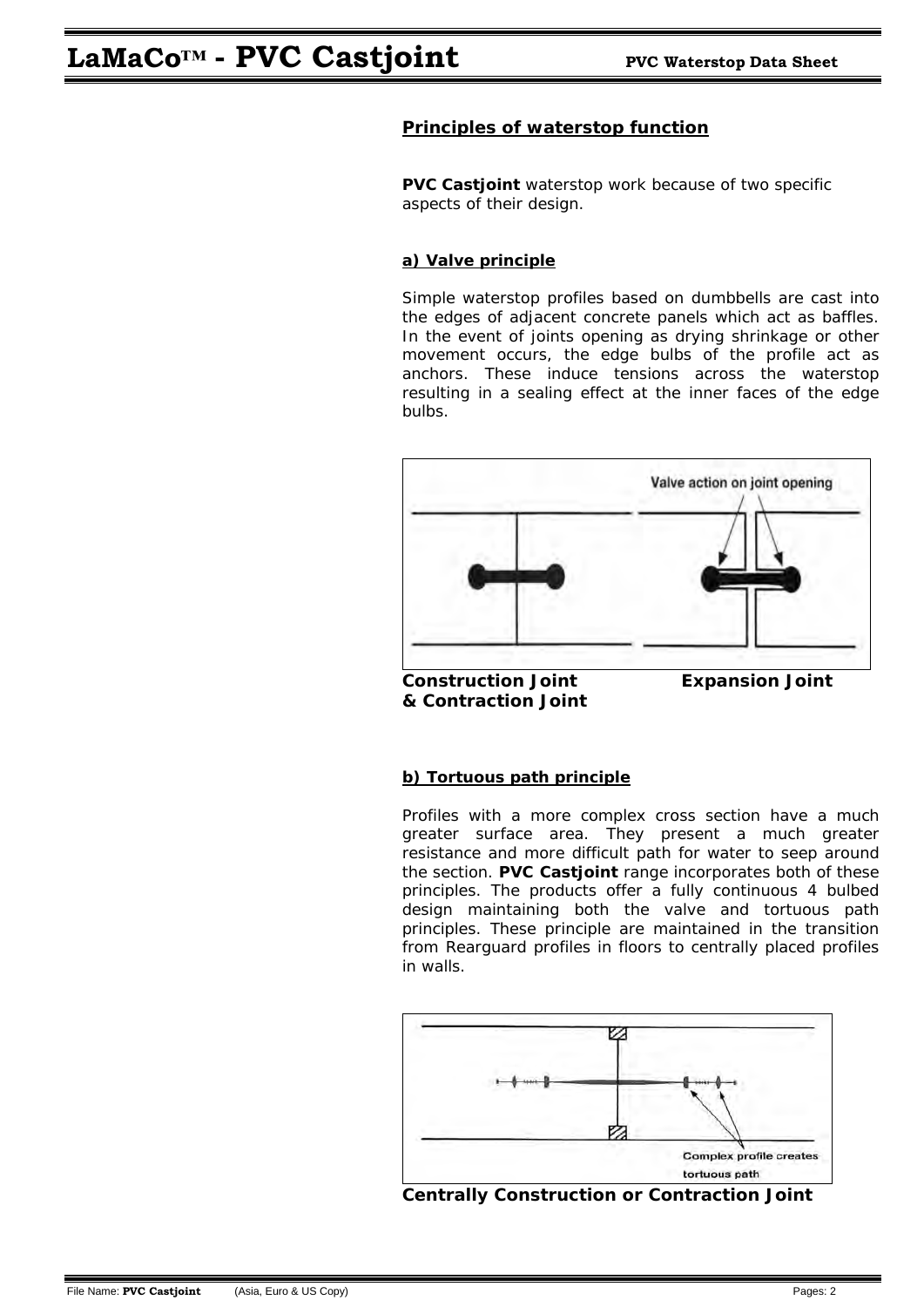## Principles of waterstop function

**PVC Castjoint** waterstop work because of two specific aspects of their design.

### a) Valve principle

Simple waterstop profiles based on dumbbells are cast into the edges of adjacent concrete panels which act as baffles. In the event of joints opening as drying shrinkage or other movement occurs, the edge bulbs of the profile act as anchors. These induce tensions across the waterstop resulting in a sealing effect at the inner faces of the edge bulbs.

Valve action on joint opening

**Construction Joint & Contraction Joint** **Expansion Joint**

### b) Tortuous path principle

Profiles with a more complex cross section have a much greater surface area. They present a much greater resistance and more difficult path for water to seep around the section. **PVC Castjoint** range incorporates both of these principles. The products offer a fully continuous 4 bulbed design maintaining both the valve and tortuous path principles. These principle are maintained in the transition from Rearguard profiles in floors to centrally placed profiles in walls.

Complex profile creates tortuous path

**Centrally Construction or Contraction Joint**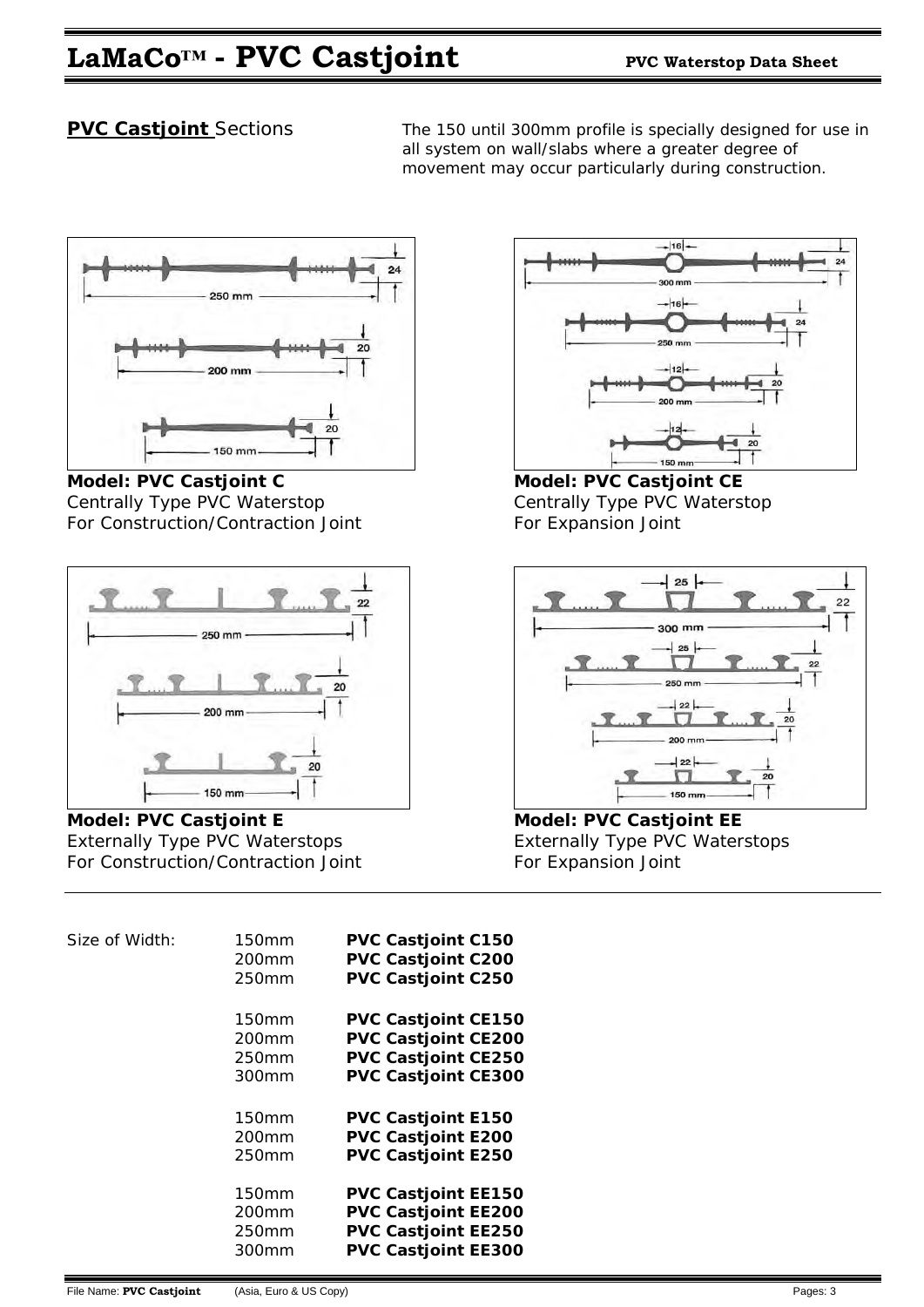# LaMaCo™ - PVC Castjoint

**PVC Waterstop Data Sheet**

**PVC Castjoint** Sections

The 150 until 300mm profile is specially designed for use in all system on wall/slabs where a greater degree of movement may occur particularly during construction.

**Model: PVC Castjoint C**
Centrally Type PVC Waterstop
For Construction/Contraction Joint

**Model: PVC Castjoint CE**
Centrally Type PVC Waterstop
For Expansion Joint

**Model: PVC Castjoint E**
Externally Type PVC Waterstops
For Construction/Contraction Joint

**Model: PVC Castjoint EE**
Externally Type PVC Waterstops
For Expansion Joint

| Size of Width: | | |
|---|---|---|
| | 150mm | **PVC Castjoint C150** |
| | 200mm | **PVC Castjoint C200** |
| | 250mm | **PVC Castjoint C250** |
| | 150mm | **PVC Castjoint CE150** |
| | 200mm | **PVC Castjoint CE200** |
| | 250mm | **PVC Castjoint CE250** |
| | 300mm | **PVC Castjoint CE300** |
| | 150mm | **PVC Castjoint E150** |
| | 200mm | **PVC Castjoint E200** |
| | 250mm | **PVC Castjoint E250** |
| | 150mm | **PVC Castjoint EE150** |
| | 200mm | **PVC Castjoint EE200** |
| | 250mm | **PVC Castjoint EE250** |
| | 300mm | **PVC Castjoint EE300** |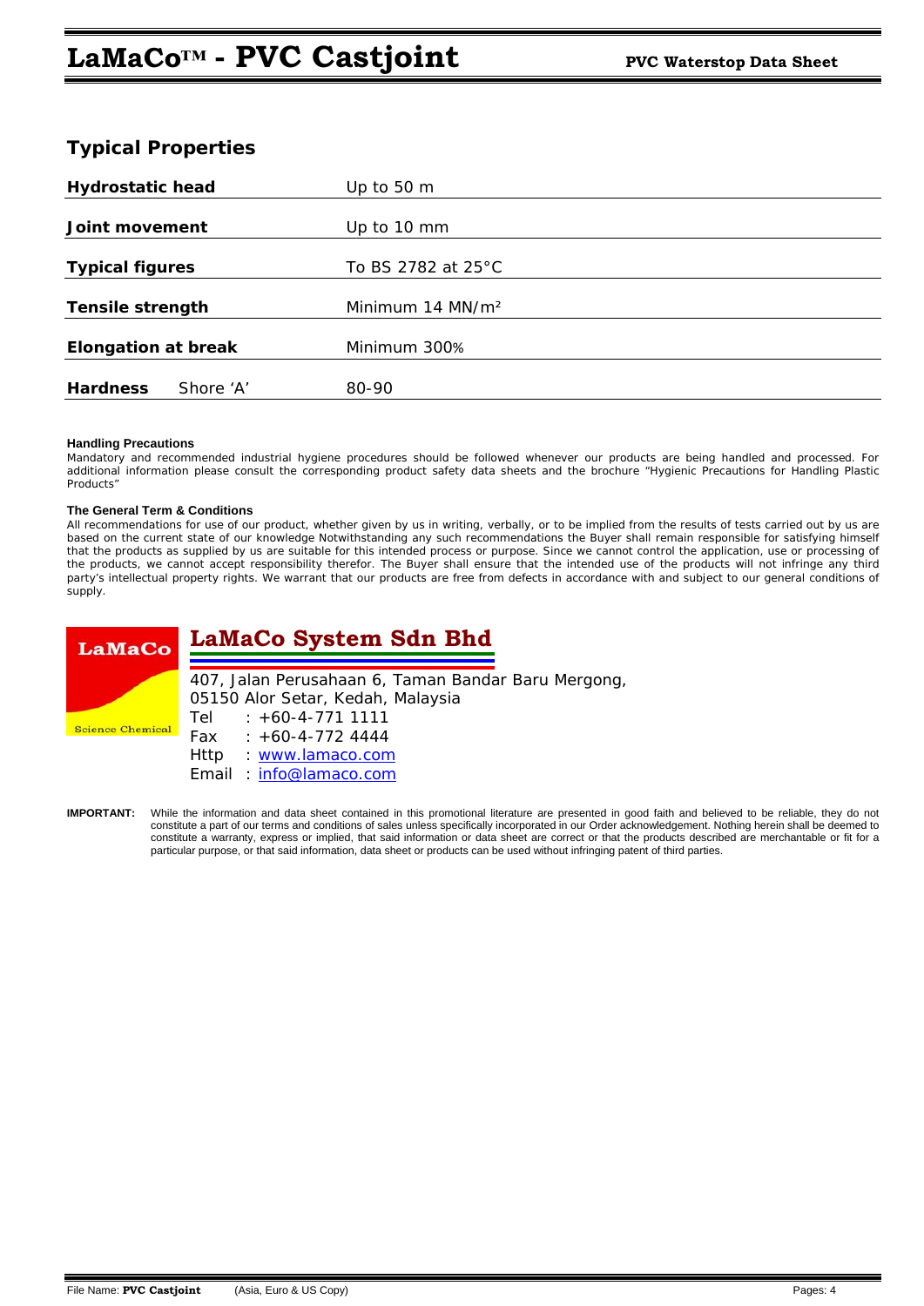## Typical Properties

| | |
|---|---|
| **Hydrostatic head** | Up to 50 m |
| **Joint movement** | Up to 10 mm |
| **Typical figures** | To BS 2782 at 25°C |
| **Tensile strength** | Minimum 14 MN/m² |
| **Elongation at break** | Minimum 300% |
| **Hardness** Shore 'A' | 80-90 |

**Handling Precautions**

Mandatory and recommended industrial hygiene procedures should be followed whenever our products are being handled and processed. For additional information please consult the corresponding product safety data sheets and the brochure "Hygienic Precautions for Handling Plastic Products"

**The General Term & Conditions**

All recommendations for use of our product, whether given by us in writing, verbally, or to be implied from the results of tests carried out by us are based on the current state of our knowledge Notwithstanding any such recommendations the Buyer shall remain responsible for satisfying himself that the products as supplied by us are suitable for this intended process or purpose. Since we cannot control the application, use or processing of the products, we cannot accept responsibility therefor. The Buyer shall ensure that the intended use of the products will not infringe any third party's intellectual property rights. We warrant that our products are free from defects in accordance with and subject to our general conditions of supply.

LaMaCo

Science Chemical

## LaMaCo System Sdn Bhd

407, Jalan Perusahaan 6, Taman Bandar Baru Mergong,
05150 Alor Setar, Kedah, Malaysia
Tel : +60-4-771 1111
Fax : +60-4-772 4444
Http : www.lamaco.com
Email : info@lamaco.com

**IMPORTANT:** While the information and data sheet contained in this promotional literature are presented in good faith and believed to be reliable, they do not constitute a part of our terms and conditions of sales unless specifically incorporated in our Order acknowledgement. Nothing herein shall be deemed to constitute a warranty, express or implied, that said information or data sheet are correct or that the products described are merchantable or fit for a particular purpose, or that said information, data sheet or products can be used without infringing patent of third parties.